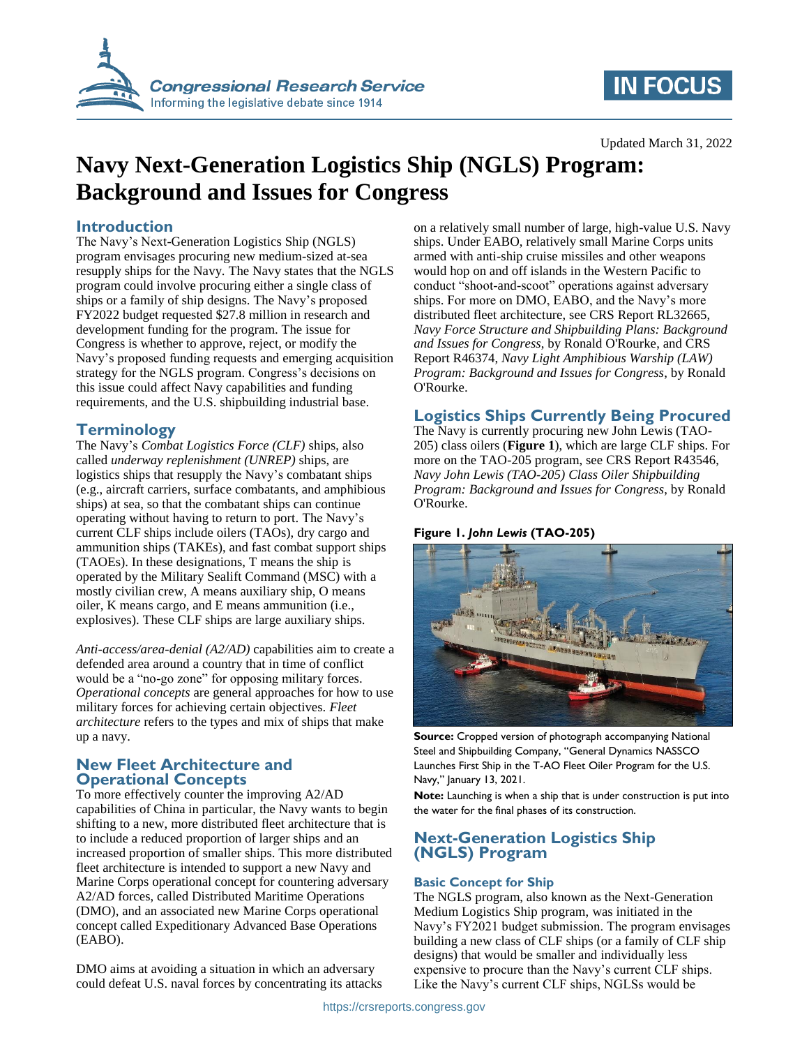Updated March 31, 2022

# Navy Next-Generation Logistics Ship (NGLS) Program: Background and Issues for Congress

## Introduction

The Navy's Next-Generation Logistics Ship (NGLS) program envisages procuring new medium-sized at-sea resupply ships for the Navy. The Navy states that the NGLS program could involve procuring either a single class of ships or a family of ship designs. The Navy's proposed FY2022 budget requested $27.8 million in research and development funding for the program. The issue for Congress is whether to approve, reject, or modify the Navy's proposed funding requests and emerging acquisition strategy for the NGLS program. Congress's decisions on this issue could affect Navy capabilities and funding requirements, and the U.S. shipbuilding industrial base.

## Terminology

The Navy's *Combat Logistics Force (CLF)* ships, also called *underway replenishment (UNREP)* ships, are logistics ships that resupply the Navy's combatant ships (e.g., aircraft carriers, surface combatants, and amphibious ships) at sea, so that the combatant ships can continue operating without having to return to port. The Navy's current CLF ships include oilers (TAOs), dry cargo and ammunition ships (TAKEs), and fast combat support ships (TAOEs). In these designations, T means the ship is operated by the Military Sealift Command (MSC) with a mostly civilian crew, A means auxiliary ship, O means oiler, K means cargo, and E means ammunition (i.e., explosives). These CLF ships are large auxiliary ships.

*Anti-access/area-denial (A2/AD)* capabilities aim to create a defended area around a country that in time of conflict would be a "no-go zone" for opposing military forces. *Operational concepts* are general approaches for how to use military forces for achieving certain objectives. *Fleet architecture* refers to the types and mix of ships that make up a navy.

## New Fleet Architecture and Operational Concepts

To more effectively counter the improving A2/AD capabilities of China in particular, the Navy wants to begin shifting to a new, more distributed fleet architecture that is to include a reduced proportion of larger ships and an increased proportion of smaller ships. This more distributed fleet architecture is intended to support a new Navy and Marine Corps operational concept for countering adversary A2/AD forces, called Distributed Maritime Operations (DMO), and an associated new Marine Corps operational concept called Expeditionary Advanced Base Operations (EABO).

DMO aims at avoiding a situation in which an adversary could defeat U.S. naval forces by concentrating its attacks on a relatively small number of large, high-value U.S. Navy ships. Under EABO, relatively small Marine Corps units armed with anti-ship cruise missiles and other weapons would hop on and off islands in the Western Pacific to conduct "shoot-and-scoot" operations against adversary ships. For more on DMO, EABO, and the Navy's more distributed fleet architecture, see CRS Report RL32665, *Navy Force Structure and Shipbuilding Plans: Background and Issues for Congress*, by Ronald O'Rourke, and CRS Report R46374, *Navy Light Amphibious Warship (LAW) Program: Background and Issues for Congress*, by Ronald O'Rourke.

## Logistics Ships Currently Being Procured

The Navy is currently procuring new John Lewis (TAO-205) class oilers (**Figure 1**), which are large CLF ships. For more on the TAO-205 program, see CRS Report R43546, *Navy John Lewis (TAO-205) Class Oiler Shipbuilding Program: Background and Issues for Congress*, by Ronald O'Rourke.

**Figure 1. *John Lewis* (TAO-205)**

**Source:** Cropped version of photograph accompanying National Steel and Shipbuilding Company, "General Dynamics NASSCO Launches First Ship in the T-AO Fleet Oiler Program for the U.S. Navy," January 13, 2021.

**Note:** Launching is when a ship that is under construction is put into the water for the final phases of its construction.

## Next-Generation Logistics Ship (NGLS) Program

### Basic Concept for Ship

The NGLS program, also known as the Next-Generation Medium Logistics Ship program, was initiated in the Navy's FY2021 budget submission. The program envisages building a new class of CLF ships (or a family of CLF ship designs) that would be smaller and individually less expensive to procure than the Navy's current CLF ships. Like the Navy's current CLF ships, NGLSs would be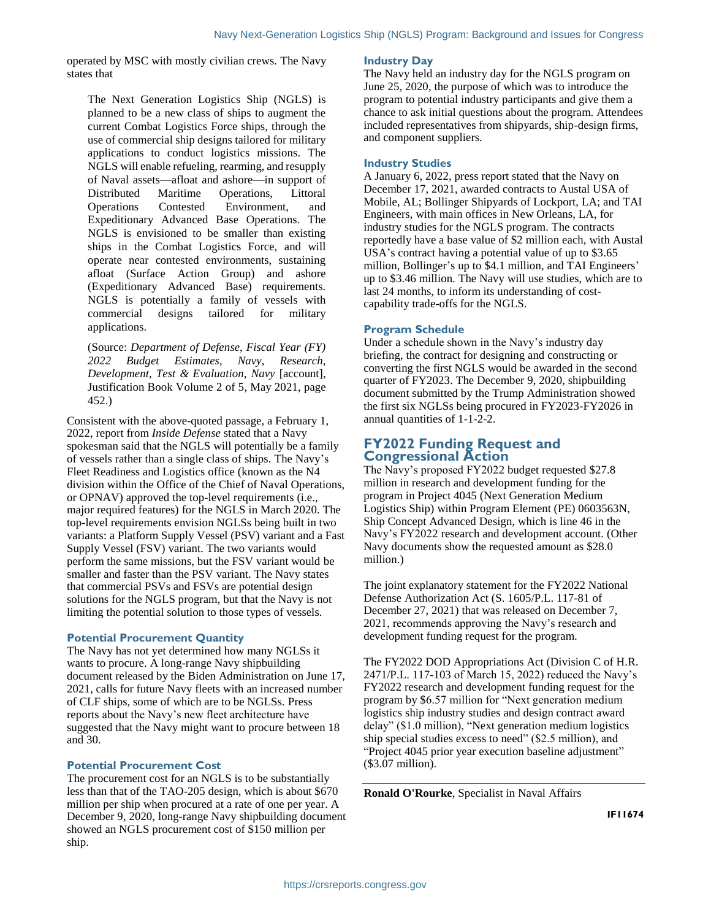operated by MSC with mostly civilian crews. The Navy states that

> The Next Generation Logistics Ship (NGLS) is planned to be a new class of ships to augment the current Combat Logistics Force ships, through the use of commercial ship designs tailored for military applications to conduct logistics missions. The NGLS will enable refueling, rearming, and resupply of Naval assets—afloat and ashore—in support of Distributed Maritime Operations, Littoral Operations Contested Environment, and Expeditionary Advanced Base Operations. The NGLS is envisioned to be smaller than existing ships in the Combat Logistics Force, and will operate near contested environments, sustaining afloat (Surface Action Group) and ashore (Expeditionary Advanced Base) requirements. NGLS is potentially a family of vessels with commercial designs tailored for military applications.
>
> (Source: *Department of Defense, Fiscal Year (FY) 2022 Budget Estimates, Navy, Research, Development, Test & Evaluation, Navy* [account], Justification Book Volume 2 of 5, May 2021, page 452.)

Consistent with the above-quoted passage, a February 1, 2022, report from *Inside Defense* stated that a Navy spokesman said that the NGLS will potentially be a family of vessels rather than a single class of ships. The Navy's Fleet Readiness and Logistics office (known as the N4 division within the Office of the Chief of Naval Operations, or OPNAV) approved the top-level requirements (i.e., major required features) for the NGLS in March 2020. The top-level requirements envision NGLSs being built in two variants: a Platform Supply Vessel (PSV) variant and a Fast Supply Vessel (FSV) variant. The two variants would perform the same missions, but the FSV variant would be smaller and faster than the PSV variant. The Navy states that commercial PSVs and FSVs are potential design solutions for the NGLS program, but that the Navy is not limiting the potential solution to those types of vessels.

### Potential Procurement Quantity

The Navy has not yet determined how many NGLSs it wants to procure. A long-range Navy shipbuilding document released by the Biden Administration on June 17, 2021, calls for future Navy fleets with an increased number of CLF ships, some of which are to be NGLSs. Press reports about the Navy's new fleet architecture have suggested that the Navy might want to procure between 18 and 30.

### Potential Procurement Cost

The procurement cost for an NGLS is to be substantially less than that of the TAO-205 design, which is about $670 million per ship when procured at a rate of one per year. A December 9, 2020, long-range Navy shipbuilding document showed an NGLS procurement cost of $150 million per ship.

### Industry Day

The Navy held an industry day for the NGLS program on June 25, 2020, the purpose of which was to introduce the program to potential industry participants and give them a chance to ask initial questions about the program. Attendees included representatives from shipyards, ship-design firms, and component suppliers.

### Industry Studies

A January 6, 2022, press report stated that the Navy on December 17, 2021, awarded contracts to Austal USA of Mobile, AL; Bollinger Shipyards of Lockport, LA; and TAI Engineers, with main offices in New Orleans, LA, for industry studies for the NGLS program. The contracts reportedly have a base value of $2 million each, with Austal USA's contract having a potential value of up to $3.65 million, Bollinger's up to $4.1 million, and TAI Engineers' up to $3.46 million. The Navy will use studies, which are to last 24 months, to inform its understanding of cost-capability trade-offs for the NGLS.

### Program Schedule

Under a schedule shown in the Navy's industry day briefing, the contract for designing and constructing or converting the first NGLS would be awarded in the second quarter of FY2023. The December 9, 2020, shipbuilding document submitted by the Trump Administration showed the first six NGLSs being procured in FY2023-FY2026 in annual quantities of 1-1-2-2.

## FY2022 Funding Request and Congressional Action

The Navy's proposed FY2022 budget requested $27.8 million in research and development funding for the program in Project 4045 (Next Generation Medium Logistics Ship) within Program Element (PE) 0603563N, Ship Concept Advanced Design, which is line 46 in the Navy's FY2022 research and development account. (Other Navy documents show the requested amount as $28.0 million.)

The joint explanatory statement for the FY2022 National Defense Authorization Act (S. 1605/P.L. 117-81 of December 27, 2021) that was released on December 7, 2021, recommends approving the Navy's research and development funding request for the program.

The FY2022 DOD Appropriations Act (Division C of H.R. 2471/P.L. 117-103 of March 15, 2022) reduced the Navy's FY2022 research and development funding request for the program by $6.57 million for "Next generation medium logistics ship industry studies and design contract award delay" ($1.0 million), "Next generation medium logistics ship special studies excess to need" ($2.5 million), and "Project 4045 prior year execution baseline adjustment" ($3.07 million).

---

**Ronald O'Rourke**, Specialist in Naval Affairs

**IF11674**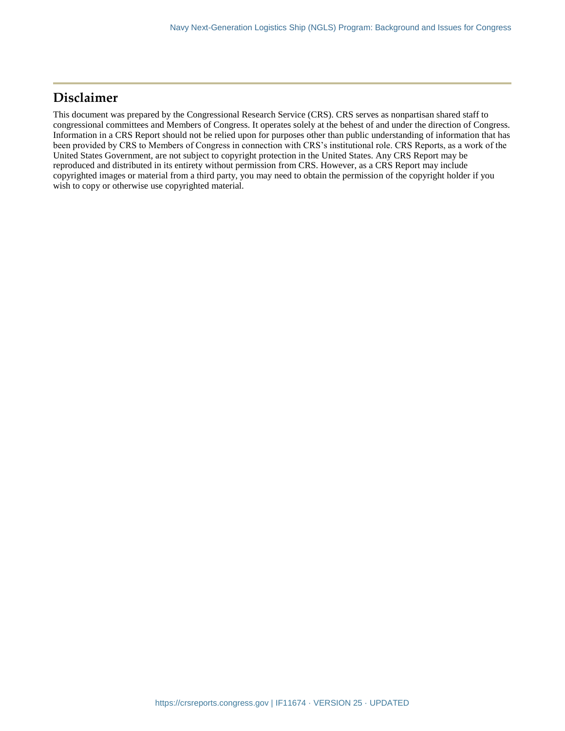## Disclaimer

This document was prepared by the Congressional Research Service (CRS). CRS serves as nonpartisan shared staff to congressional committees and Members of Congress. It operates solely at the behest of and under the direction of Congress. Information in a CRS Report should not be relied upon for purposes other than public understanding of information that has been provided by CRS to Members of Congress in connection with CRS's institutional role. CRS Reports, as a work of the United States Government, are not subject to copyright protection in the United States. Any CRS Report may be reproduced and distributed in its entirety without permission from CRS. However, as a CRS Report may include copyrighted images or material from a third party, you may need to obtain the permission of the copyright holder if you wish to copy or otherwise use copyrighted material.